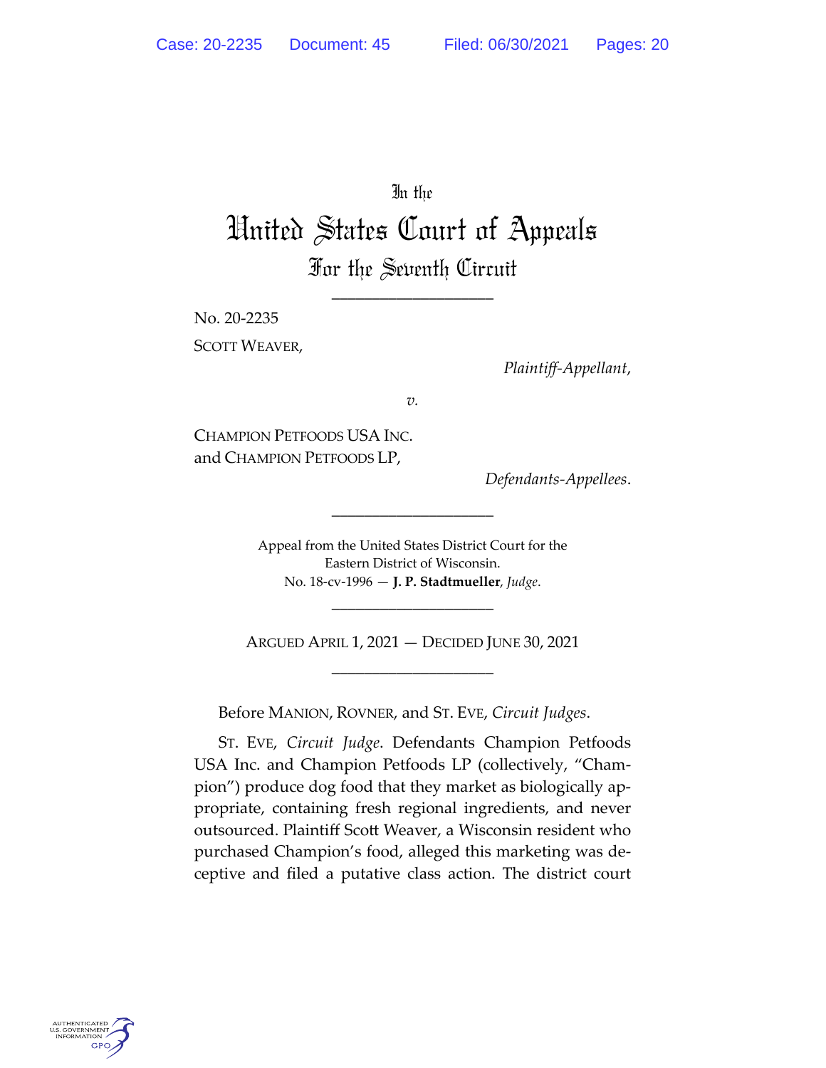In the

# United States Court of Appeals

## For the Seventh Circuit

____________________

No. 20-2235

SCOTT WEAVER,

*Plaintiff-Appellant*,

*v.*

CHAMPION PETFOODS USA INC. and CHAMPION PETFOODS LP,

*Defendants-Appellees*.

____________________

Appeal from the United States District Court for the Eastern District of Wisconsin.
No. 18-cv-1996 — **J. P. Stadtmueller**, *Judge*.

____________________

ARGUED APRIL 1, 2021 — DECIDED JUNE 30, 2021

____________________

Before MANION, ROVNER, and ST. EVE, *Circuit Judges*.

ST. EVE, *Circuit Judge*. Defendants Champion Petfoods USA Inc. and Champion Petfoods LP (collectively, "Champion") produce dog food that they market as biologically appropriate, containing fresh regional ingredients, and never outsourced. Plaintiff Scott Weaver, a Wisconsin resident who purchased Champion's food, alleged this marketing was deceptive and filed a putative class action. The district court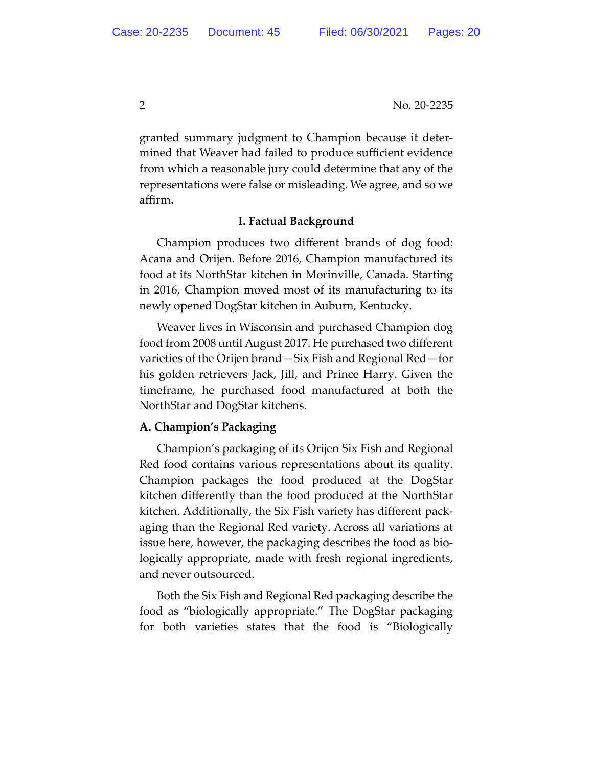granted summary judgment to Champion because it determined that Weaver had failed to produce sufficient evidence from which a reasonable jury could determine that any of the representations were false or misleading. We agree, and so we affirm.

## I. Factual Background

Champion produces two different brands of dog food: Acana and Orijen. Before 2016, Champion manufactured its food at its NorthStar kitchen in Morinville, Canada. Starting in 2016, Champion moved most of its manufacturing to its newly opened DogStar kitchen in Auburn, Kentucky.

Weaver lives in Wisconsin and purchased Champion dog food from 2008 until August 2017. He purchased two different varieties of the Orijen brand—Six Fish and Regional Red—for his golden retrievers Jack, Jill, and Prince Harry. Given the timeframe, he purchased food manufactured at both the NorthStar and DogStar kitchens.

### A. Champion's Packaging

Champion's packaging of its Orijen Six Fish and Regional Red food contains various representations about its quality. Champion packages the food produced at the DogStar kitchen differently than the food produced at the NorthStar kitchen. Additionally, the Six Fish variety has different packaging than the Regional Red variety. Across all variations at issue here, however, the packaging describes the food as biologically appropriate, made with fresh regional ingredients, and never outsourced.

Both the Six Fish and Regional Red packaging describe the food as "biologically appropriate." The DogStar packaging for both varieties states that the food is "Biologically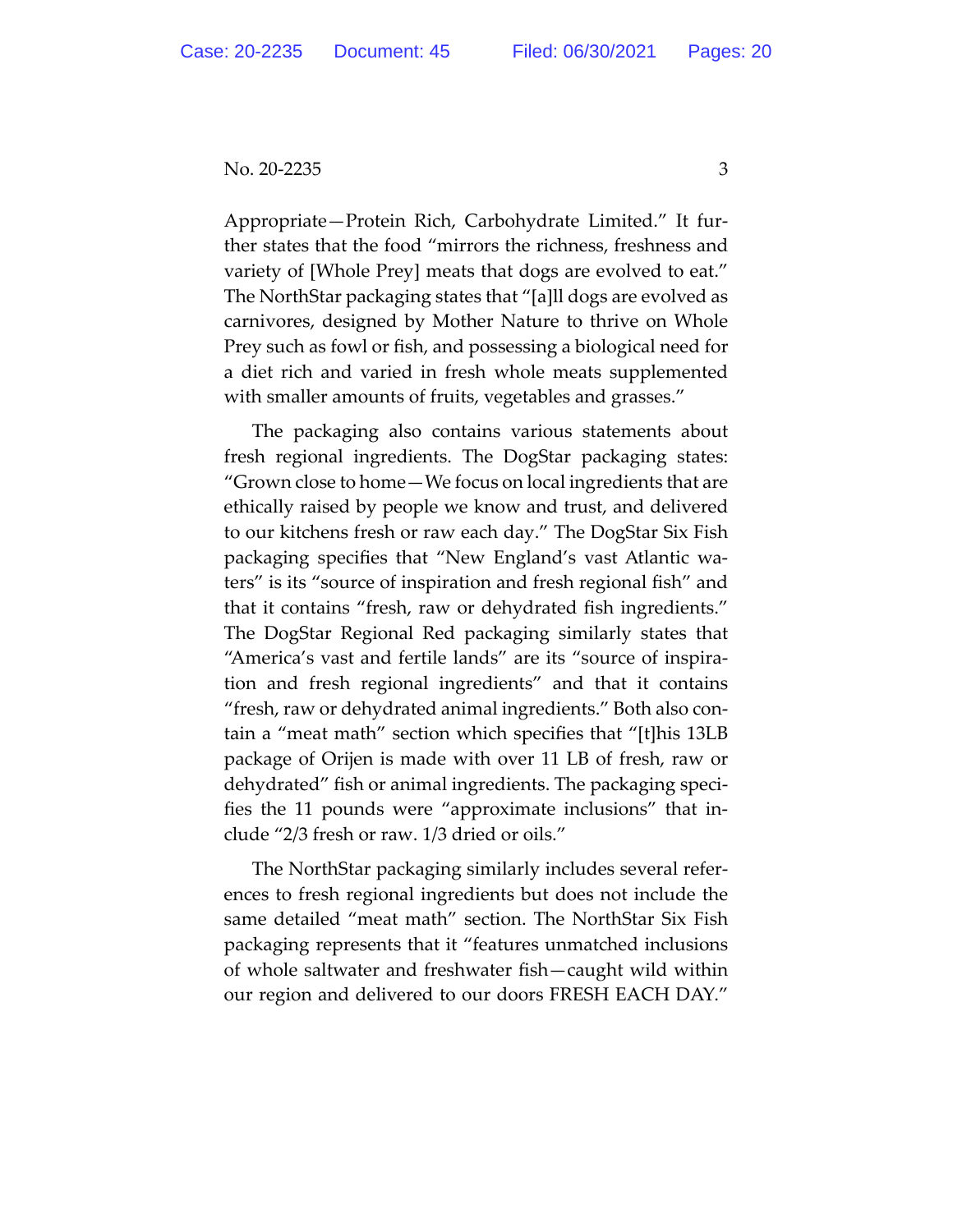Appropriate—Protein Rich, Carbohydrate Limited." It further states that the food "mirrors the richness, freshness and variety of [Whole Prey] meats that dogs are evolved to eat." The NorthStar packaging states that "[a]ll dogs are evolved as carnivores, designed by Mother Nature to thrive on Whole Prey such as fowl or fish, and possessing a biological need for a diet rich and varied in fresh whole meats supplemented with smaller amounts of fruits, vegetables and grasses."

The packaging also contains various statements about fresh regional ingredients. The DogStar packaging states: "Grown close to home—We focus on local ingredients that are ethically raised by people we know and trust, and delivered to our kitchens fresh or raw each day." The DogStar Six Fish packaging specifies that "New England's vast Atlantic waters" is its "source of inspiration and fresh regional fish" and that it contains "fresh, raw or dehydrated fish ingredients." The DogStar Regional Red packaging similarly states that "America's vast and fertile lands" are its "source of inspiration and fresh regional ingredients" and that it contains "fresh, raw or dehydrated animal ingredients." Both also contain a "meat math" section which specifies that "[t]his 13LB package of Orijen is made with over 11 LB of fresh, raw or dehydrated" fish or animal ingredients. The packaging specifies the 11 pounds were "approximate inclusions" that include "2/3 fresh or raw. 1/3 dried or oils."

The NorthStar packaging similarly includes several references to fresh regional ingredients but does not include the same detailed "meat math" section. The NorthStar Six Fish packaging represents that it "features unmatched inclusions of whole saltwater and freshwater fish—caught wild within our region and delivered to our doors FRESH EACH DAY."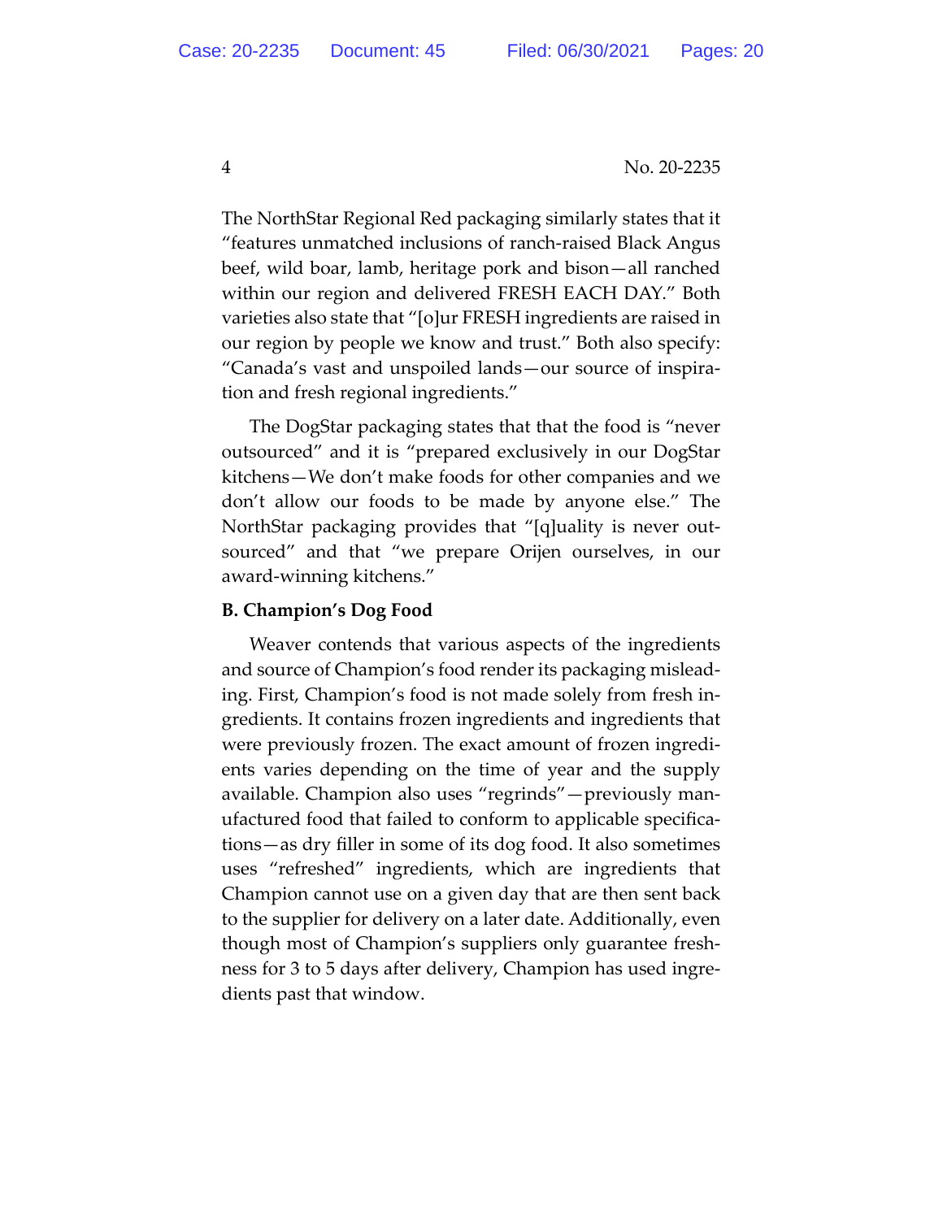The NorthStar Regional Red packaging similarly states that it "features unmatched inclusions of ranch-raised Black Angus beef, wild boar, lamb, heritage pork and bison—all ranched within our region and delivered FRESH EACH DAY." Both varieties also state that "[o]ur FRESH ingredients are raised in our region by people we know and trust." Both also specify: "Canada's vast and unspoiled lands—our source of inspiration and fresh regional ingredients."

The DogStar packaging states that that the food is "never outsourced" and it is "prepared exclusively in our DogStar kitchens—We don't make foods for other companies and we don't allow our foods to be made by anyone else." The NorthStar packaging provides that "[q]uality is never outsourced" and that "we prepare Orijen ourselves, in our award-winning kitchens."

**B. Champion's Dog Food**

Weaver contends that various aspects of the ingredients and source of Champion's food render its packaging misleading. First, Champion's food is not made solely from fresh ingredients. It contains frozen ingredients and ingredients that were previously frozen. The exact amount of frozen ingredients varies depending on the time of year and the supply available. Champion also uses "regrinds"—previously manufactured food that failed to conform to applicable specifications—as dry filler in some of its dog food. It also sometimes uses "refreshed" ingredients, which are ingredients that Champion cannot use on a given day that are then sent back to the supplier for delivery on a later date. Additionally, even though most of Champion's suppliers only guarantee freshness for 3 to 5 days after delivery, Champion has used ingredients past that window.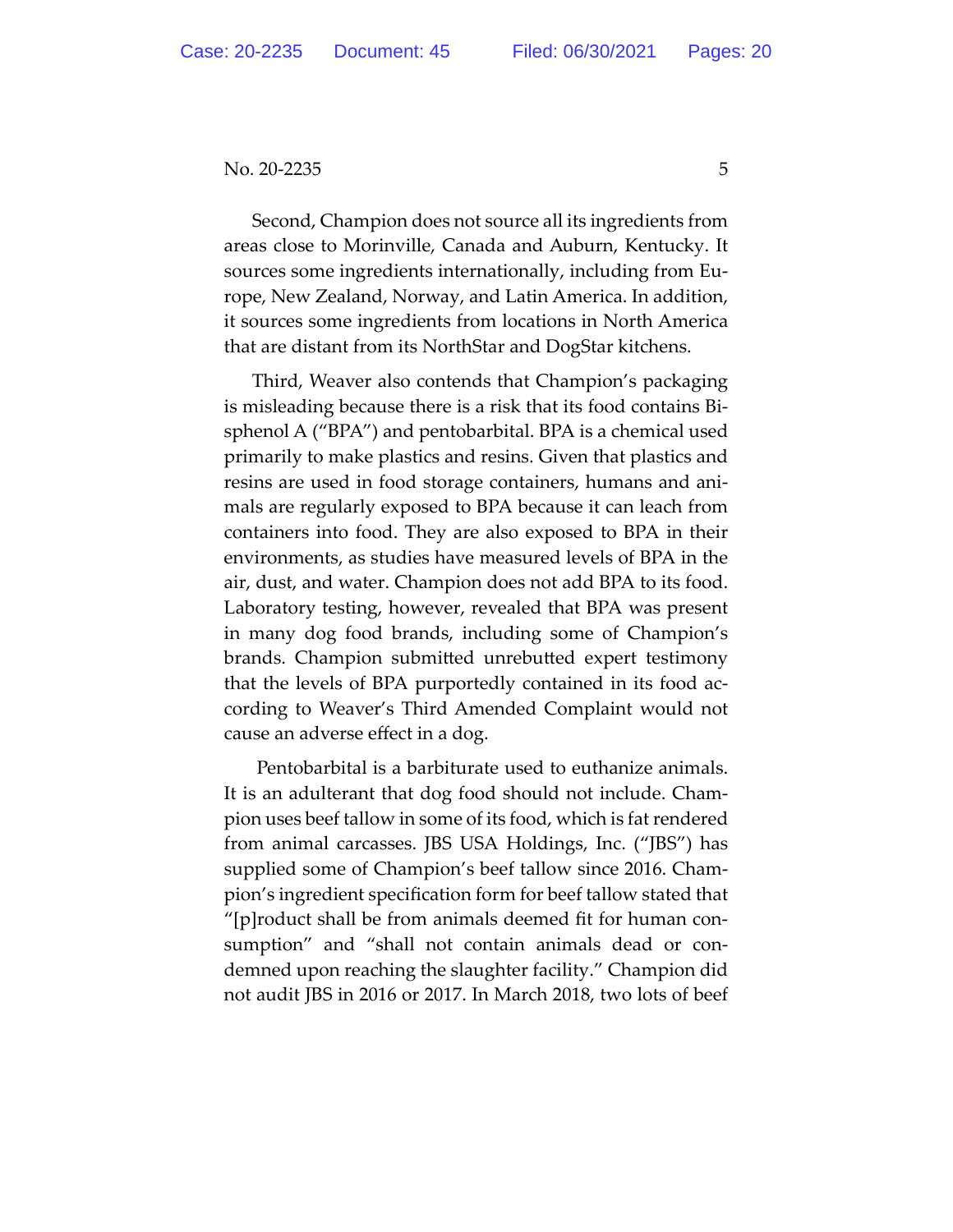Second, Champion does not source all its ingredients from areas close to Morinville, Canada and Auburn, Kentucky. It sources some ingredients internationally, including from Europe, New Zealand, Norway, and Latin America. In addition, it sources some ingredients from locations in North America that are distant from its NorthStar and DogStar kitchens.

Third, Weaver also contends that Champion's packaging is misleading because there is a risk that its food contains Bisphenol A ("BPA") and pentobarbital. BPA is a chemical used primarily to make plastics and resins. Given that plastics and resins are used in food storage containers, humans and animals are regularly exposed to BPA because it can leach from containers into food. They are also exposed to BPA in their environments, as studies have measured levels of BPA in the air, dust, and water. Champion does not add BPA to its food. Laboratory testing, however, revealed that BPA was present in many dog food brands, including some of Champion's brands. Champion submitted unrebutted expert testimony that the levels of BPA purportedly contained in its food according to Weaver's Third Amended Complaint would not cause an adverse effect in a dog.

Pentobarbital is a barbiturate used to euthanize animals. It is an adulterant that dog food should not include. Champion uses beef tallow in some of its food, which is fat rendered from animal carcasses. JBS USA Holdings, Inc. ("JBS") has supplied some of Champion's beef tallow since 2016. Champion's ingredient specification form for beef tallow stated that "[p]roduct shall be from animals deemed fit for human consumption" and "shall not contain animals dead or condemned upon reaching the slaughter facility." Champion did not audit JBS in 2016 or 2017. In March 2018, two lots of beef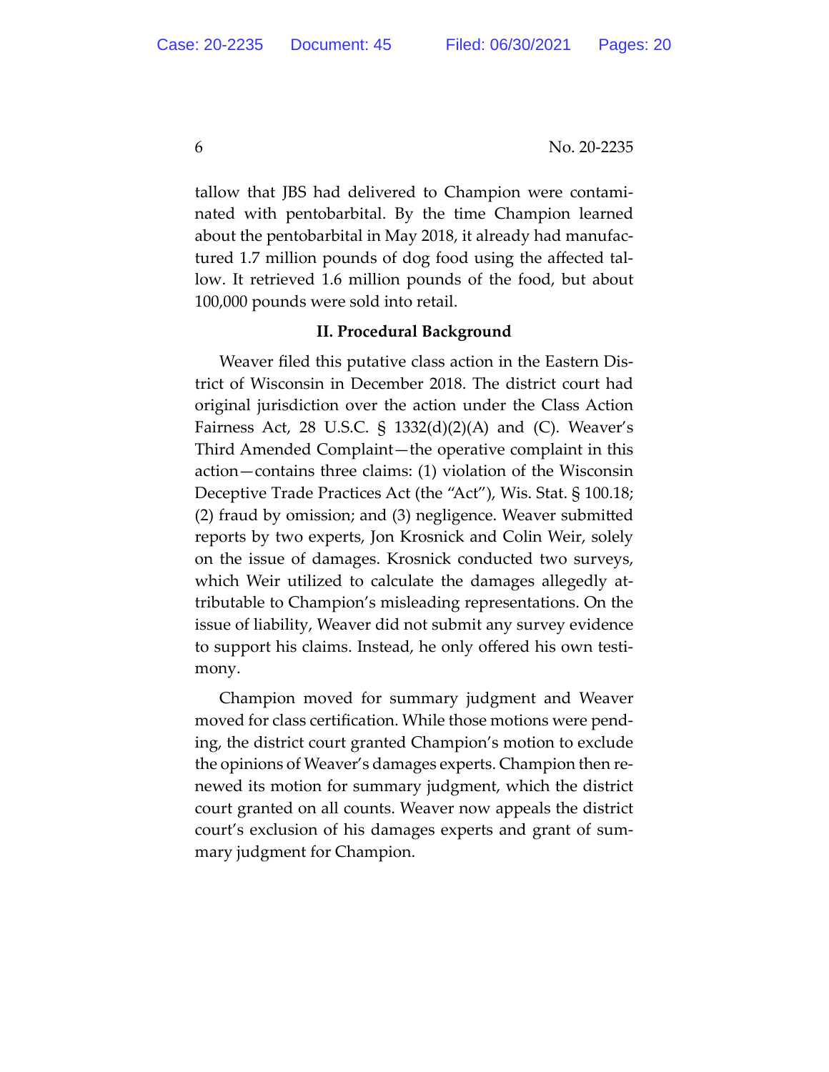tallow that JBS had delivered to Champion were contaminated with pentobarbital. By the time Champion learned about the pentobarbital in May 2018, it already had manufactured 1.7 million pounds of dog food using the affected tallow. It retrieved 1.6 million pounds of the food, but about 100,000 pounds were sold into retail.

## II. Procedural Background

Weaver filed this putative class action in the Eastern District of Wisconsin in December 2018. The district court had original jurisdiction over the action under the Class Action Fairness Act, 28 U.S.C. § 1332(d)(2)(A) and (C). Weaver's Third Amended Complaint—the operative complaint in this action—contains three claims: (1) violation of the Wisconsin Deceptive Trade Practices Act (the "Act"), Wis. Stat. § 100.18; (2) fraud by omission; and (3) negligence. Weaver submitted reports by two experts, Jon Krosnick and Colin Weir, solely on the issue of damages. Krosnick conducted two surveys, which Weir utilized to calculate the damages allegedly attributable to Champion's misleading representations. On the issue of liability, Weaver did not submit any survey evidence to support his claims. Instead, he only offered his own testimony.

Champion moved for summary judgment and Weaver moved for class certification. While those motions were pending, the district court granted Champion's motion to exclude the opinions of Weaver's damages experts. Champion then renewed its motion for summary judgment, which the district court granted on all counts. Weaver now appeals the district court's exclusion of his damages experts and grant of summary judgment for Champion.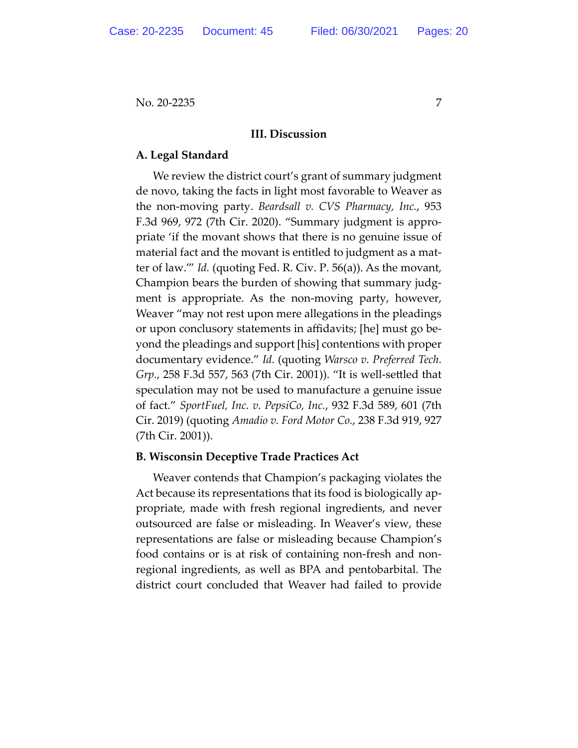### III. Discussion

#### A. Legal Standard

We review the district court's grant of summary judgment de novo, taking the facts in light most favorable to Weaver as the non-moving party. *Beardsall v. CVS Pharmacy, Inc.*, 953 F.3d 969, 972 (7th Cir. 2020). "Summary judgment is appropriate 'if the movant shows that there is no genuine issue of material fact and the movant is entitled to judgment as a matter of law.'" *Id.* (quoting Fed. R. Civ. P. 56(a)). As the movant, Champion bears the burden of showing that summary judgment is appropriate. As the non-moving party, however, Weaver "may not rest upon mere allegations in the pleadings or upon conclusory statements in affidavits; [he] must go beyond the pleadings and support [his] contentions with proper documentary evidence." *Id.* (quoting *Warsco v. Preferred Tech. Grp.*, 258 F.3d 557, 563 (7th Cir. 2001)). "It is well-settled that speculation may not be used to manufacture a genuine issue of fact." *SportFuel, Inc. v. PepsiCo, Inc.*, 932 F.3d 589, 601 (7th Cir. 2019) (quoting *Amadio v. Ford Motor Co.*, 238 F.3d 919, 927 (7th Cir. 2001)).

#### B. Wisconsin Deceptive Trade Practices Act

Weaver contends that Champion's packaging violates the Act because its representations that its food is biologically appropriate, made with fresh regional ingredients, and never outsourced are false or misleading. In Weaver's view, these representations are false or misleading because Champion's food contains or is at risk of containing non-fresh and non-regional ingredients, as well as BPA and pentobarbital. The district court concluded that Weaver had failed to provide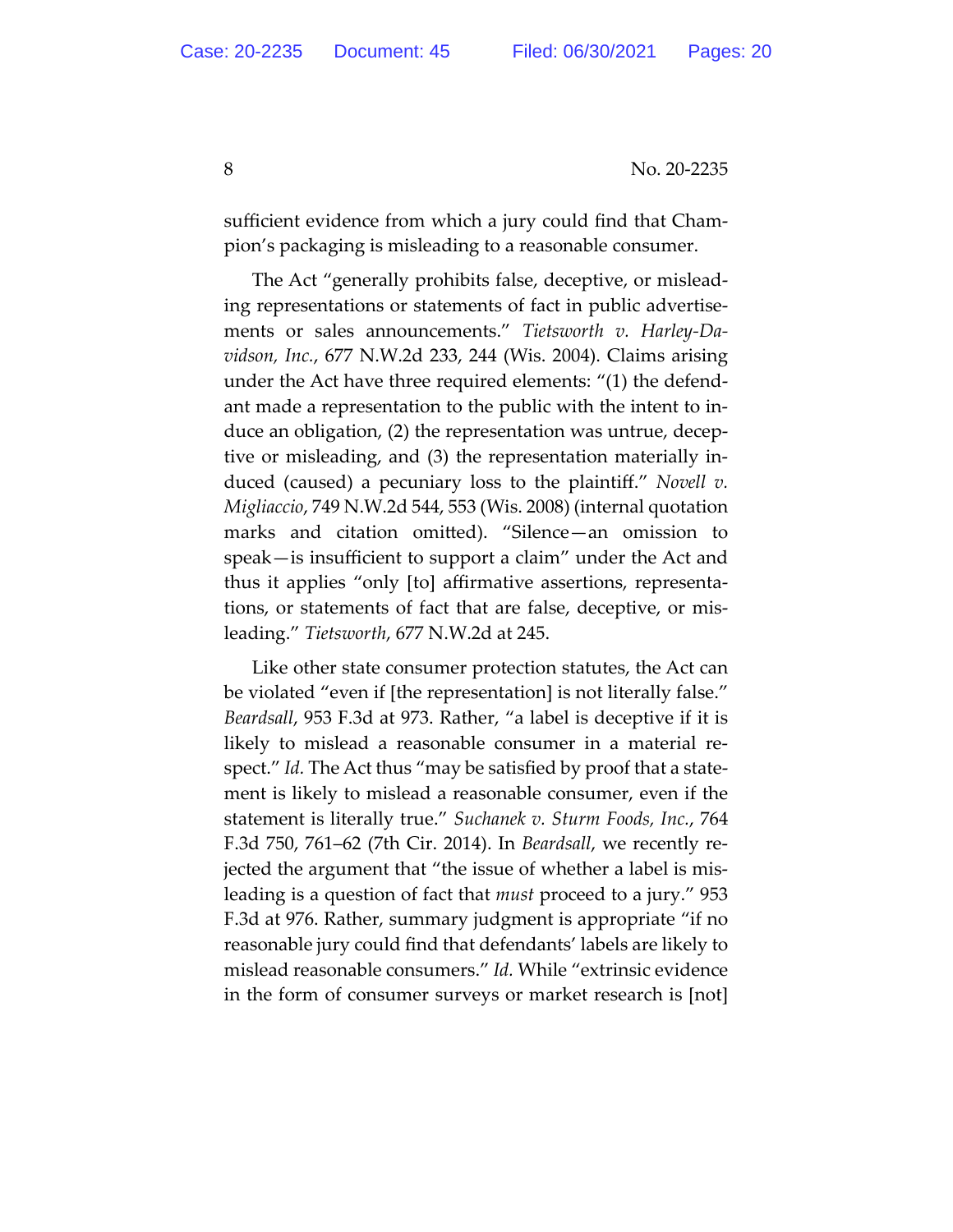sufficient evidence from which a jury could find that Champion's packaging is misleading to a reasonable consumer.

The Act "generally prohibits false, deceptive, or misleading representations or statements of fact in public advertisements or sales announcements." *Tietsworth v. Harley-Davidson, Inc.*, 677 N.W.2d 233, 244 (Wis. 2004). Claims arising under the Act have three required elements: "(1) the defendant made a representation to the public with the intent to induce an obligation, (2) the representation was untrue, deceptive or misleading, and (3) the representation materially induced (caused) a pecuniary loss to the plaintiff." *Novell v. Migliaccio*, 749 N.W.2d 544, 553 (Wis. 2008) (internal quotation marks and citation omitted). "Silence—an omission to speak—is insufficient to support a claim" under the Act and thus it applies "only [to] affirmative assertions, representations, or statements of fact that are false, deceptive, or misleading." *Tietsworth*, 677 N.W.2d at 245.

Like other state consumer protection statutes, the Act can be violated "even if [the representation] is not literally false." *Beardsall*, 953 F.3d at 973. Rather, "a label is deceptive if it is likely to mislead a reasonable consumer in a material respect." *Id.* The Act thus "may be satisfied by proof that a statement is likely to mislead a reasonable consumer, even if the statement is literally true." *Suchanek v. Sturm Foods, Inc.*, 764 F.3d 750, 761–62 (7th Cir. 2014). In *Beardsall*, we recently rejected the argument that "the issue of whether a label is misleading is a question of fact that *must* proceed to a jury." 953 F.3d at 976. Rather, summary judgment is appropriate "if no reasonable jury could find that defendants' labels are likely to mislead reasonable consumers." *Id.* While "extrinsic evidence in the form of consumer surveys or market research is [not]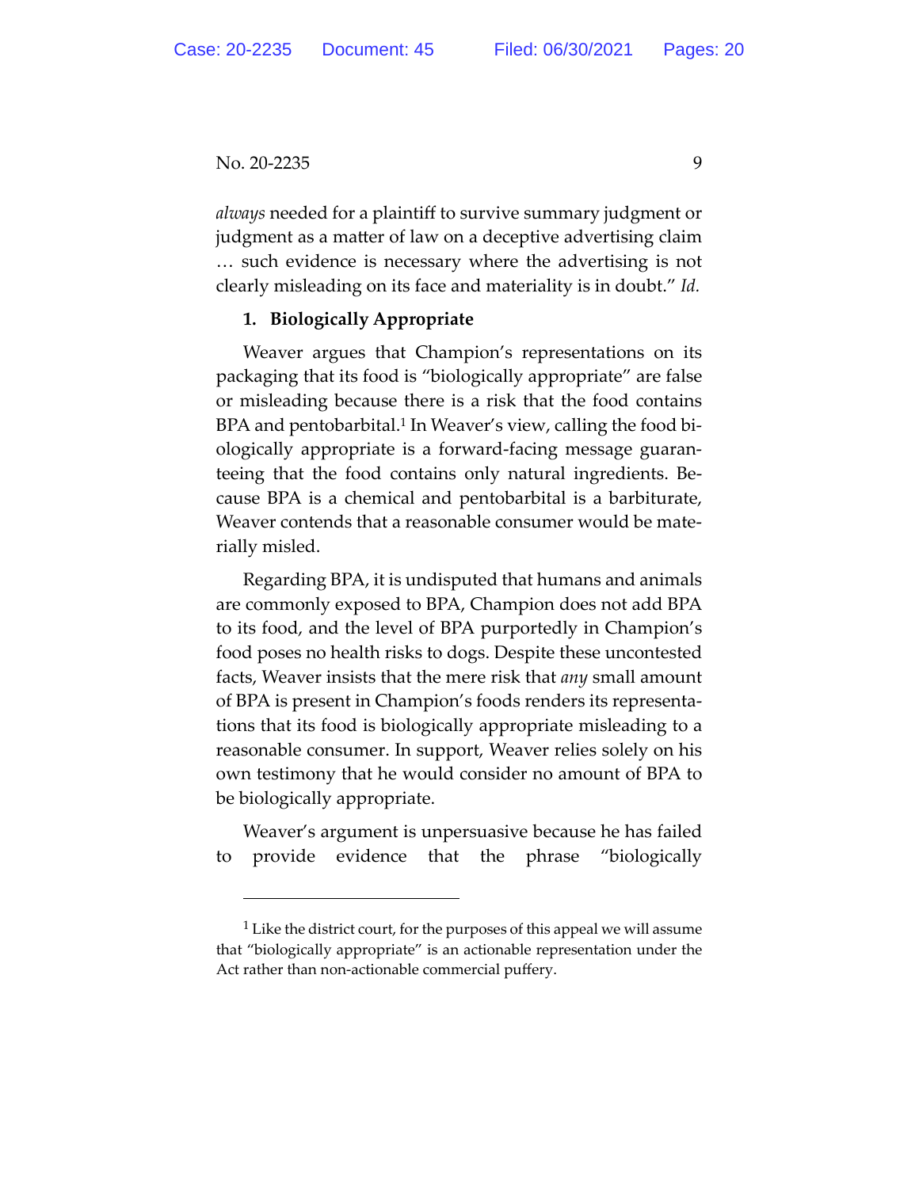*always* needed for a plaintiff to survive summary judgment or judgment as a matter of law on a deceptive advertising claim … such evidence is necessary where the advertising is not clearly misleading on its face and materiality is in doubt." *Id.*

**1. Biologically Appropriate**

Weaver argues that Champion's representations on its packaging that its food is "biologically appropriate" are false or misleading because there is a risk that the food contains BPA and pentobarbital.[1] In Weaver's view, calling the food biologically appropriate is a forward-facing message guaranteeing that the food contains only natural ingredients. Because BPA is a chemical and pentobarbital is a barbiturate, Weaver contends that a reasonable consumer would be materially misled.

Regarding BPA, it is undisputed that humans and animals are commonly exposed to BPA, Champion does not add BPA to its food, and the level of BPA purportedly in Champion's food poses no health risks to dogs. Despite these uncontested facts, Weaver insists that the mere risk that *any* small amount of BPA is present in Champion's foods renders its representations that its food is biologically appropriate misleading to a reasonable consumer. In support, Weaver relies solely on his own testimony that he would consider no amount of BPA to be biologically appropriate.

Weaver's argument is unpersuasive because he has failed to provide evidence that the phrase "biologically

---

[1] Like the district court, for the purposes of this appeal we will assume that "biologically appropriate" is an actionable representation under the Act rather than non-actionable commercial puffery.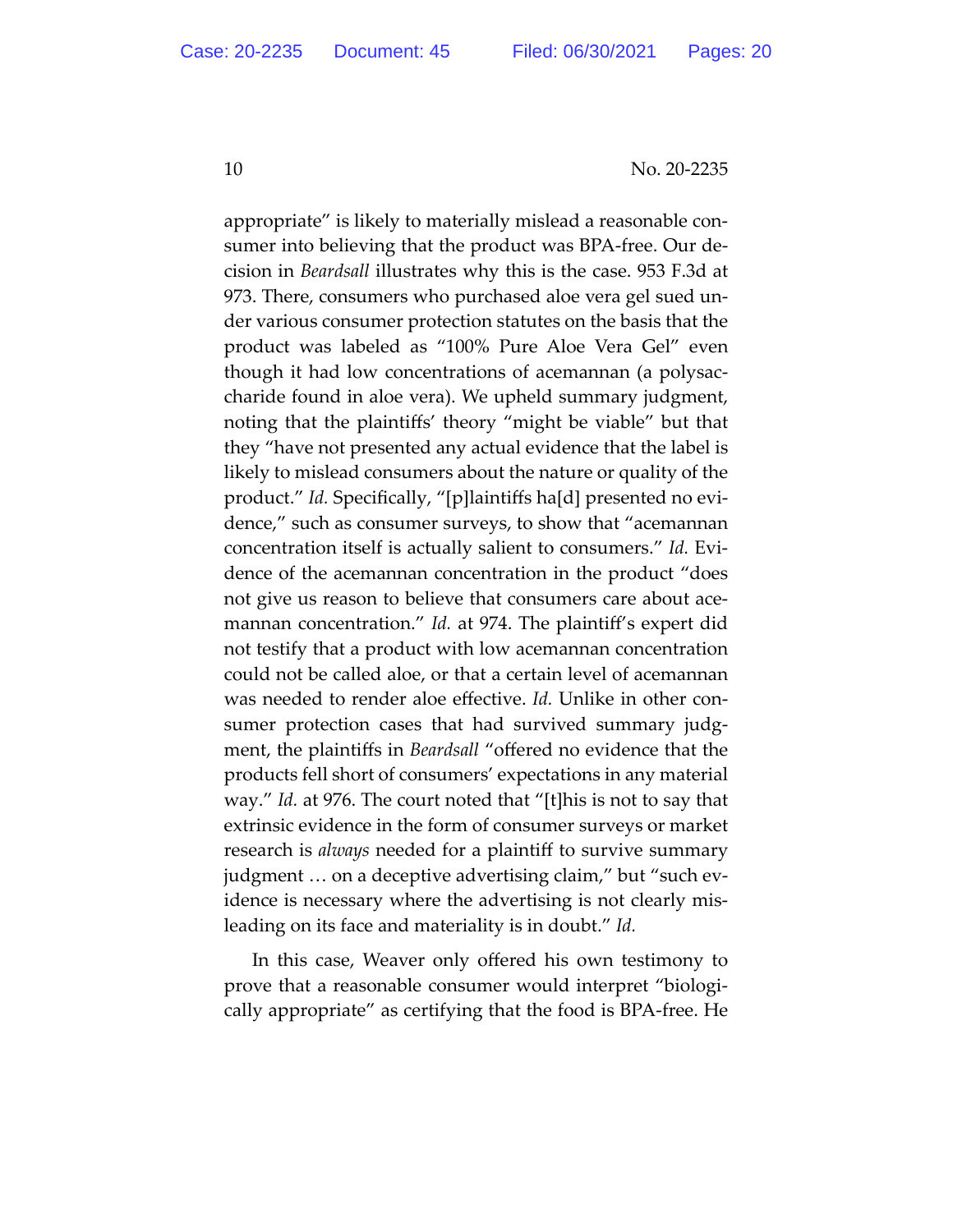appropriate" is likely to materially mislead a reasonable consumer into believing that the product was BPA-free. Our decision in *Beardsall* illustrates why this is the case. 953 F.3d at 973. There, consumers who purchased aloe vera gel sued under various consumer protection statutes on the basis that the product was labeled as "100% Pure Aloe Vera Gel" even though it had low concentrations of acemannan (a polysaccharide found in aloe vera). We upheld summary judgment, noting that the plaintiffs' theory "might be viable" but that they "have not presented any actual evidence that the label is likely to mislead consumers about the nature or quality of the product." *Id.* Specifically, "[p]laintiffs ha[d] presented no evidence," such as consumer surveys, to show that "acemannan concentration itself is actually salient to consumers." *Id.* Evidence of the acemannan concentration in the product "does not give us reason to believe that consumers care about acemannan concentration." *Id.* at 974. The plaintiff's expert did not testify that a product with low acemannan concentration could not be called aloe, or that a certain level of acemannan was needed to render aloe effective. *Id.* Unlike in other consumer protection cases that had survived summary judgment, the plaintiffs in *Beardsall* "offered no evidence that the products fell short of consumers' expectations in any material way." *Id.* at 976. The court noted that "[t]his is not to say that extrinsic evidence in the form of consumer surveys or market research is *always* needed for a plaintiff to survive summary judgment … on a deceptive advertising claim," but "such evidence is necessary where the advertising is not clearly misleading on its face and materiality is in doubt." *Id.*

In this case, Weaver only offered his own testimony to prove that a reasonable consumer would interpret "biologically appropriate" as certifying that the food is BPA-free. He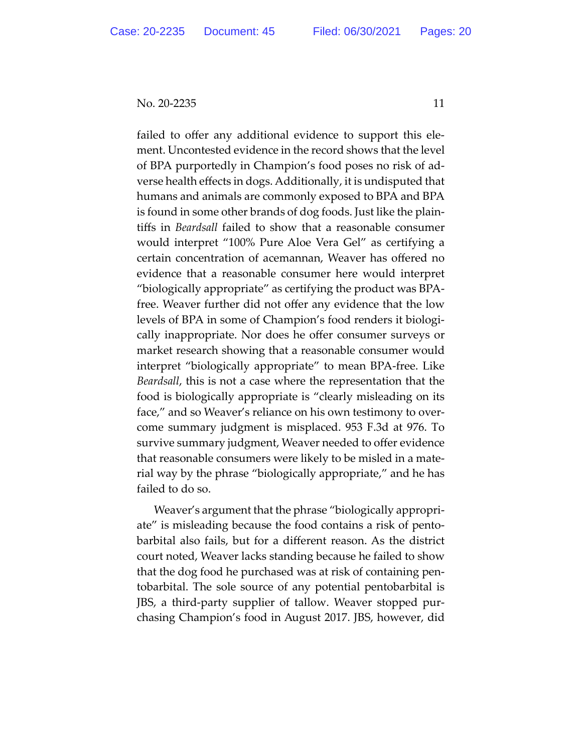failed to offer any additional evidence to support this element. Uncontested evidence in the record shows that the level of BPA purportedly in Champion's food poses no risk of adverse health effects in dogs. Additionally, it is undisputed that humans and animals are commonly exposed to BPA and BPA is found in some other brands of dog foods. Just like the plaintiffs in *Beardsall* failed to show that a reasonable consumer would interpret "100% Pure Aloe Vera Gel" as certifying a certain concentration of acemannan, Weaver has offered no evidence that a reasonable consumer here would interpret "biologically appropriate" as certifying the product was BPA-free. Weaver further did not offer any evidence that the low levels of BPA in some of Champion's food renders it biologically inappropriate. Nor does he offer consumer surveys or market research showing that a reasonable consumer would interpret "biologically appropriate" to mean BPA-free. Like *Beardsall*, this is not a case where the representation that the food is biologically appropriate is "clearly misleading on its face," and so Weaver's reliance on his own testimony to overcome summary judgment is misplaced. 953 F.3d at 976. To survive summary judgment, Weaver needed to offer evidence that reasonable consumers were likely to be misled in a material way by the phrase "biologically appropriate," and he has failed to do so.

Weaver's argument that the phrase "biologically appropriate" is misleading because the food contains a risk of pentobarbital also fails, but for a different reason. As the district court noted, Weaver lacks standing because he failed to show that the dog food he purchased was at risk of containing pentobarbital. The sole source of any potential pentobarbital is JBS, a third-party supplier of tallow. Weaver stopped purchasing Champion's food in August 2017. JBS, however, did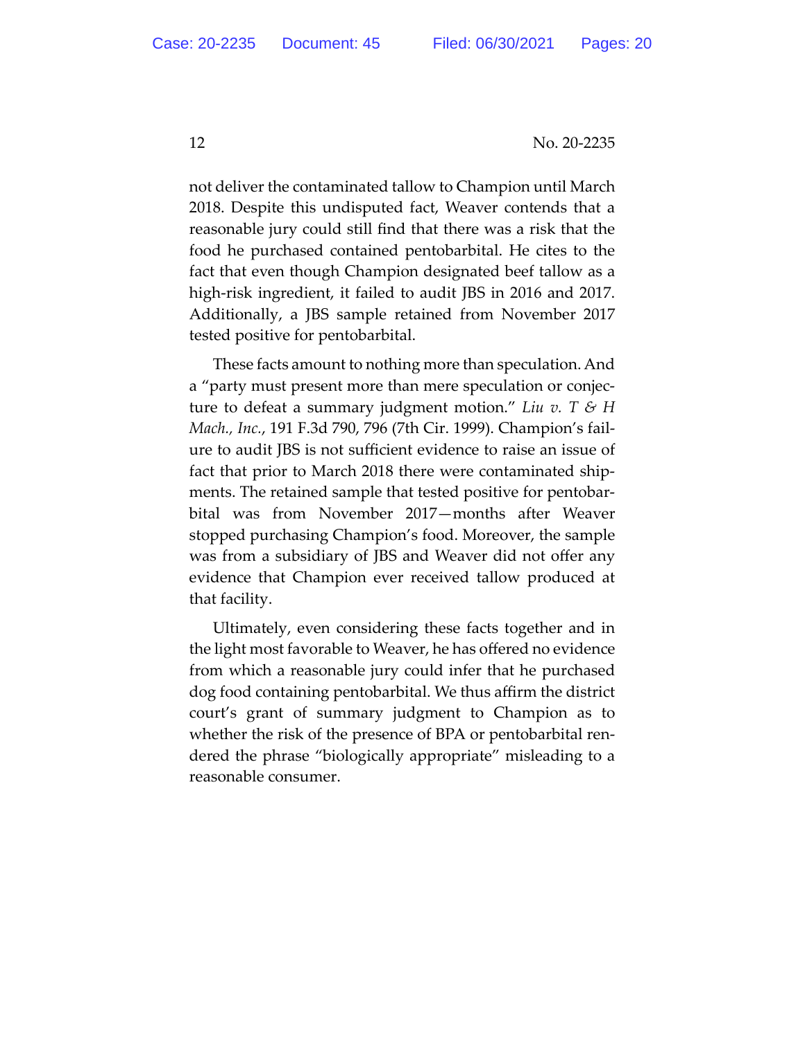not deliver the contaminated tallow to Champion until March 2018. Despite this undisputed fact, Weaver contends that a reasonable jury could still find that there was a risk that the food he purchased contained pentobarbital. He cites to the fact that even though Champion designated beef tallow as a high-risk ingredient, it failed to audit JBS in 2016 and 2017. Additionally, a JBS sample retained from November 2017 tested positive for pentobarbital.

These facts amount to nothing more than speculation. And a "party must present more than mere speculation or conjecture to defeat a summary judgment motion." *Liu v. T & H Mach., Inc.*, 191 F.3d 790, 796 (7th Cir. 1999). Champion's failure to audit JBS is not sufficient evidence to raise an issue of fact that prior to March 2018 there were contaminated shipments. The retained sample that tested positive for pentobarbital was from November 2017—months after Weaver stopped purchasing Champion's food. Moreover, the sample was from a subsidiary of JBS and Weaver did not offer any evidence that Champion ever received tallow produced at that facility.

Ultimately, even considering these facts together and in the light most favorable to Weaver, he has offered no evidence from which a reasonable jury could infer that he purchased dog food containing pentobarbital. We thus affirm the district court's grant of summary judgment to Champion as to whether the risk of the presence of BPA or pentobarbital rendered the phrase "biologically appropriate" misleading to a reasonable consumer.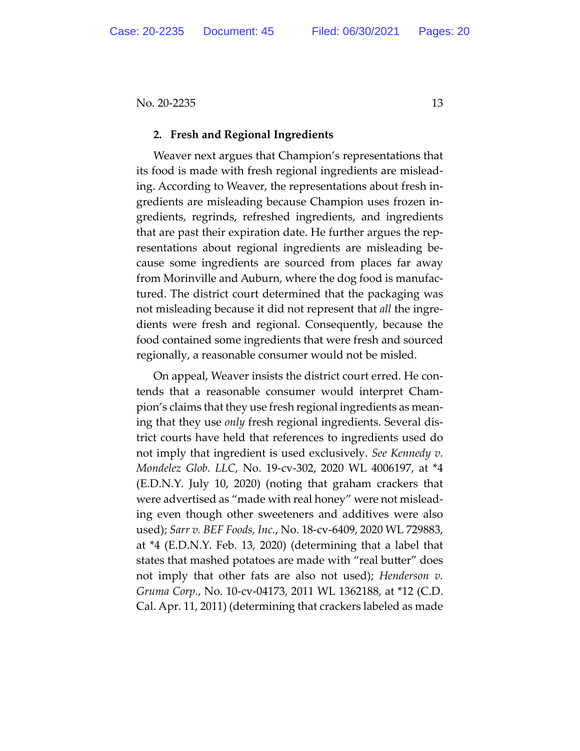### 2. Fresh and Regional Ingredients

Weaver next argues that Champion's representations that its food is made with fresh regional ingredients are misleading. According to Weaver, the representations about fresh ingredients are misleading because Champion uses frozen ingredients, regrinds, refreshed ingredients, and ingredients that are past their expiration date. He further argues the representations about regional ingredients are misleading because some ingredients are sourced from places far away from Morinville and Auburn, where the dog food is manufactured. The district court determined that the packaging was not misleading because it did not represent that *all* the ingredients were fresh and regional. Consequently, because the food contained some ingredients that were fresh and sourced regionally, a reasonable consumer would not be misled.

On appeal, Weaver insists the district court erred. He contends that a reasonable consumer would interpret Champion's claims that they use fresh regional ingredients as meaning that they use *only* fresh regional ingredients. Several district courts have held that references to ingredients used do not imply that ingredient is used exclusively. *See Kennedy v. Mondelez Glob. LLC*, No. 19-cv-302, 2020 WL 4006197, at *4 (E.D.N.Y. July 10, 2020) (noting that graham crackers that were advertised as "made with real honey" were not misleading even though other sweeteners and additives were also used); *Sarr v. BEF Foods, Inc.*, No. 18-cv-6409, 2020 WL 729883, at *4 (E.D.N.Y. Feb. 13, 2020) (determining that a label that states that mashed potatoes are made with "real butter" does not imply that other fats are also not used); *Henderson v. Gruma Corp.*, No. 10-cv-04173, 2011 WL 1362188, at *12 (C.D. Cal. Apr. 11, 2011) (determining that crackers labeled as made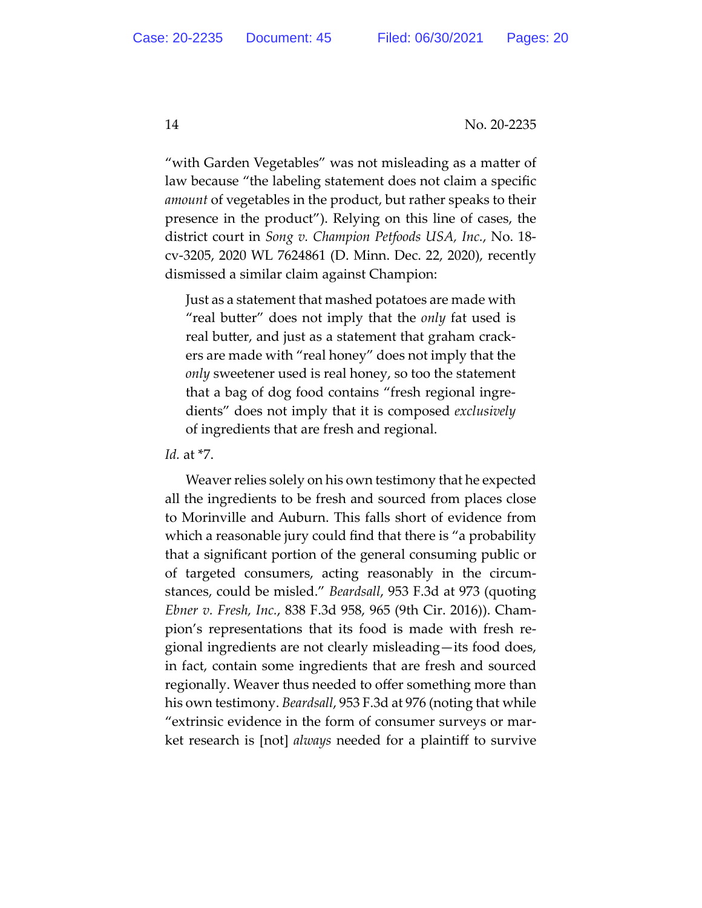"with Garden Vegetables" was not misleading as a matter of law because "the labeling statement does not claim a specific *amount* of vegetables in the product, but rather speaks to their presence in the product"). Relying on this line of cases, the district court in *Song v. Champion Petfoods USA, Inc.*, No. 18-cv-3205, 2020 WL 7624861 (D. Minn. Dec. 22, 2020), recently dismissed a similar claim against Champion:

> Just as a statement that mashed potatoes are made with "real butter" does not imply that the *only* fat used is real butter, and just as a statement that graham crackers are made with "real honey" does not imply that the *only* sweetener used is real honey, so too the statement that a bag of dog food contains "fresh regional ingredients" does not imply that it is composed *exclusively* of ingredients that are fresh and regional.

*Id.* at *7.

Weaver relies solely on his own testimony that he expected all the ingredients to be fresh and sourced from places close to Morinville and Auburn. This falls short of evidence from which a reasonable jury could find that there is "a probability that a significant portion of the general consuming public or of targeted consumers, acting reasonably in the circumstances, could be misled." *Beardsall*, 953 F.3d at 973 (quoting *Ebner v. Fresh, Inc.*, 838 F.3d 958, 965 (9th Cir. 2016)). Champion's representations that its food is made with fresh regional ingredients are not clearly misleading—its food does, in fact, contain some ingredients that are fresh and sourced regionally. Weaver thus needed to offer something more than his own testimony. *Beardsall*, 953 F.3d at 976 (noting that while "extrinsic evidence in the form of consumer surveys or market research is [not] *always* needed for a plaintiff to survive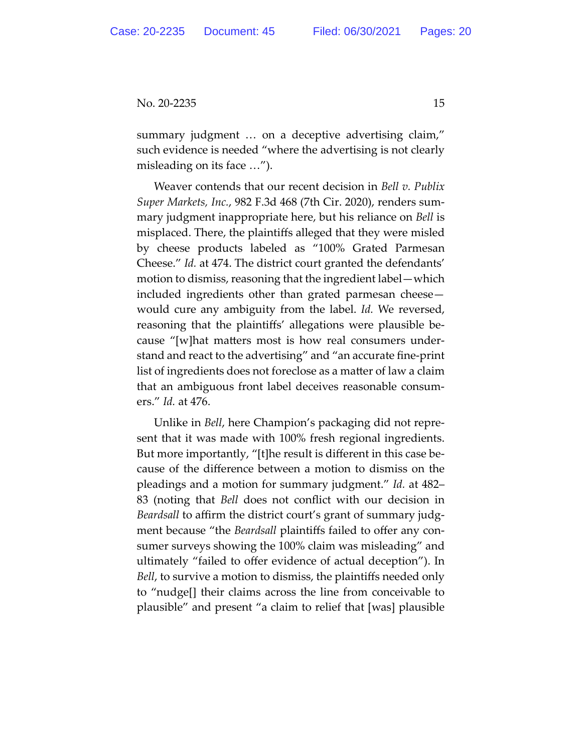summary judgment … on a deceptive advertising claim," such evidence is needed "where the advertising is not clearly misleading on its face …").

Weaver contends that our recent decision in *Bell v. Publix Super Markets, Inc.*, 982 F.3d 468 (7th Cir. 2020), renders summary judgment inappropriate here, but his reliance on *Bell* is misplaced. There, the plaintiffs alleged that they were misled by cheese products labeled as "100% Grated Parmesan Cheese." *Id.* at 474. The district court granted the defendants' motion to dismiss, reasoning that the ingredient label—which included ingredients other than grated parmesan cheese—would cure any ambiguity from the label. *Id.* We reversed, reasoning that the plaintiffs' allegations were plausible because "[w]hat matters most is how real consumers understand and react to the advertising" and "an accurate fine-print list of ingredients does not foreclose as a matter of law a claim that an ambiguous front label deceives reasonable consumers." *Id.* at 476.

Unlike in *Bell*, here Champion's packaging did not represent that it was made with 100% fresh regional ingredients. But more importantly, "[t]he result is different in this case because of the difference between a motion to dismiss on the pleadings and a motion for summary judgment." *Id.* at 482–83 (noting that *Bell* does not conflict with our decision in *Beardsall* to affirm the district court's grant of summary judgment because "the *Beardsall* plaintiffs failed to offer any consumer surveys showing the 100% claim was misleading" and ultimately "failed to offer evidence of actual deception"). In *Bell*, to survive a motion to dismiss, the plaintiffs needed only to "nudge[] their claims across the line from conceivable to plausible" and present "a claim to relief that [was] plausible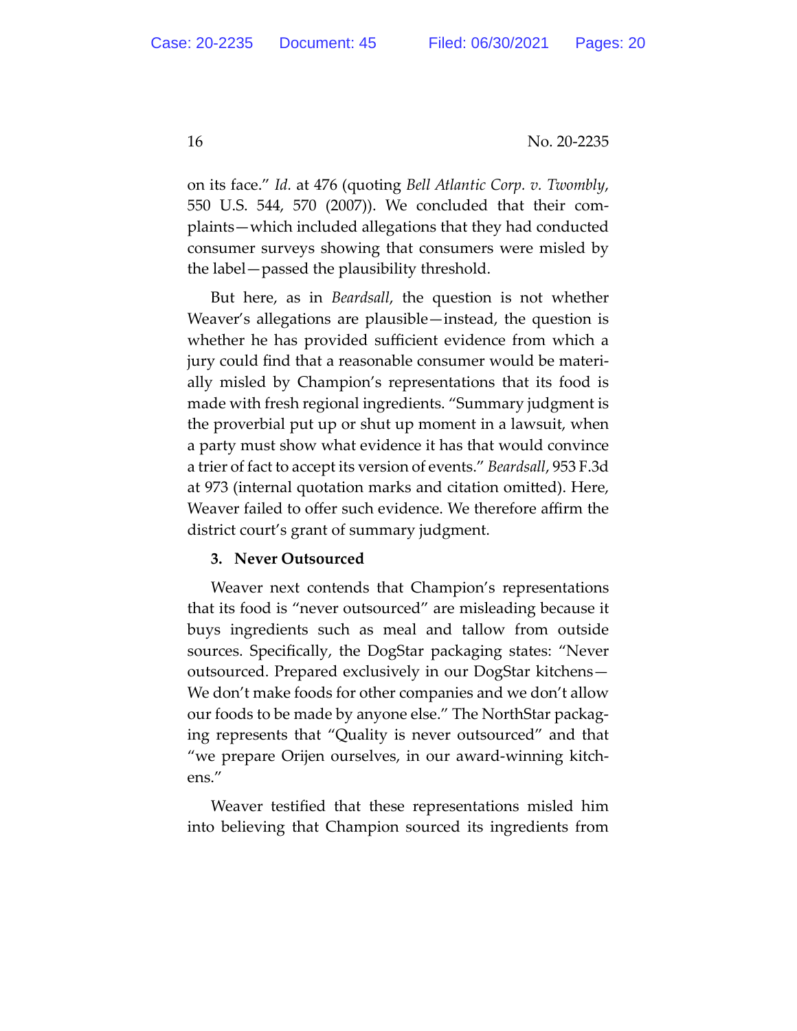on its face." *Id.* at 476 (quoting *Bell Atlantic Corp. v. Twombly*, 550 U.S. 544, 570 (2007)). We concluded that their complaints—which included allegations that they had conducted consumer surveys showing that consumers were misled by the label—passed the plausibility threshold.

But here, as in *Beardsall*, the question is not whether Weaver's allegations are plausible—instead, the question is whether he has provided sufficient evidence from which a jury could find that a reasonable consumer would be materially misled by Champion's representations that its food is made with fresh regional ingredients. "Summary judgment is the proverbial put up or shut up moment in a lawsuit, when a party must show what evidence it has that would convince a trier of fact to accept its version of events." *Beardsall*, 953 F.3d at 973 (internal quotation marks and citation omitted). Here, Weaver failed to offer such evidence. We therefore affirm the district court's grant of summary judgment.

### 3. Never Outsourced

Weaver next contends that Champion's representations that its food is "never outsourced" are misleading because it buys ingredients such as meal and tallow from outside sources. Specifically, the DogStar packaging states: "Never outsourced. Prepared exclusively in our DogStar kitchens—We don't make foods for other companies and we don't allow our foods to be made by anyone else." The NorthStar packaging represents that "Quality is never outsourced" and that "we prepare Orijen ourselves, in our award-winning kitchens."

Weaver testified that these representations misled him into believing that Champion sourced its ingredients from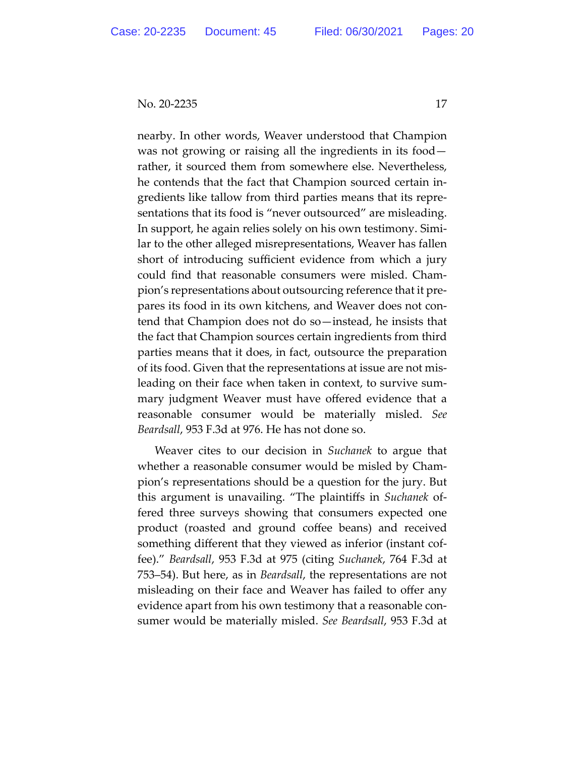nearby. In other words, Weaver understood that Champion was not growing or raising all the ingredients in its food—rather, it sourced them from somewhere else. Nevertheless, he contends that the fact that Champion sourced certain ingredients like tallow from third parties means that its representations that its food is "never outsourced" are misleading. In support, he again relies solely on his own testimony. Similar to the other alleged misrepresentations, Weaver has fallen short of introducing sufficient evidence from which a jury could find that reasonable consumers were misled. Champion's representations about outsourcing reference that it prepares its food in its own kitchens, and Weaver does not contend that Champion does not do so—instead, he insists that the fact that Champion sources certain ingredients from third parties means that it does, in fact, outsource the preparation of its food. Given that the representations at issue are not misleading on their face when taken in context, to survive summary judgment Weaver must have offered evidence that a reasonable consumer would be materially misled. *See Beardsall*, 953 F.3d at 976. He has not done so.

Weaver cites to our decision in *Suchanek* to argue that whether a reasonable consumer would be misled by Champion's representations should be a question for the jury. But this argument is unavailing. "The plaintiffs in *Suchanek* offered three surveys showing that consumers expected one product (roasted and ground coffee beans) and received something different that they viewed as inferior (instant coffee)." *Beardsall*, 953 F.3d at 975 (citing *Suchanek*, 764 F.3d at 753–54). But here, as in *Beardsall*, the representations are not misleading on their face and Weaver has failed to offer any evidence apart from his own testimony that a reasonable consumer would be materially misled. *See Beardsall*, 953 F.3d at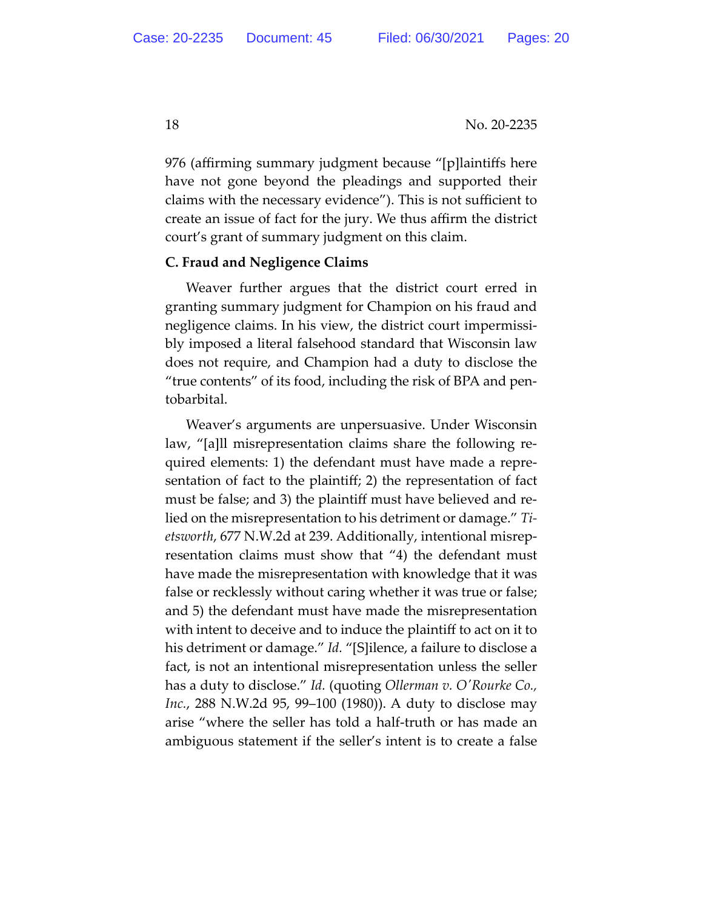976 (affirming summary judgment because "[p]laintiffs here have not gone beyond the pleadings and supported their claims with the necessary evidence"). This is not sufficient to create an issue of fact for the jury. We thus affirm the district court's grant of summary judgment on this claim.

**C. Fraud and Negligence Claims**

Weaver further argues that the district court erred in granting summary judgment for Champion on his fraud and negligence claims. In his view, the district court impermissibly imposed a literal falsehood standard that Wisconsin law does not require, and Champion had a duty to disclose the "true contents" of its food, including the risk of BPA and pentobarbital.

Weaver's arguments are unpersuasive. Under Wisconsin law, "[a]ll misrepresentation claims share the following required elements: 1) the defendant must have made a representation of fact to the plaintiff; 2) the representation of fact must be false; and 3) the plaintiff must have believed and relied on the misrepresentation to his detriment or damage." *Tietsworth*, 677 N.W.2d at 239. Additionally, intentional misrepresentation claims must show that "4) the defendant must have made the misrepresentation with knowledge that it was false or recklessly without caring whether it was true or false; and 5) the defendant must have made the misrepresentation with intent to deceive and to induce the plaintiff to act on it to his detriment or damage." *Id.* "[S]ilence, a failure to disclose a fact, is not an intentional misrepresentation unless the seller has a duty to disclose." *Id.* (quoting *Ollerman v. O'Rourke Co., Inc.*, 288 N.W.2d 95, 99–100 (1980)). A duty to disclose may arise "where the seller has told a half-truth or has made an ambiguous statement if the seller's intent is to create a false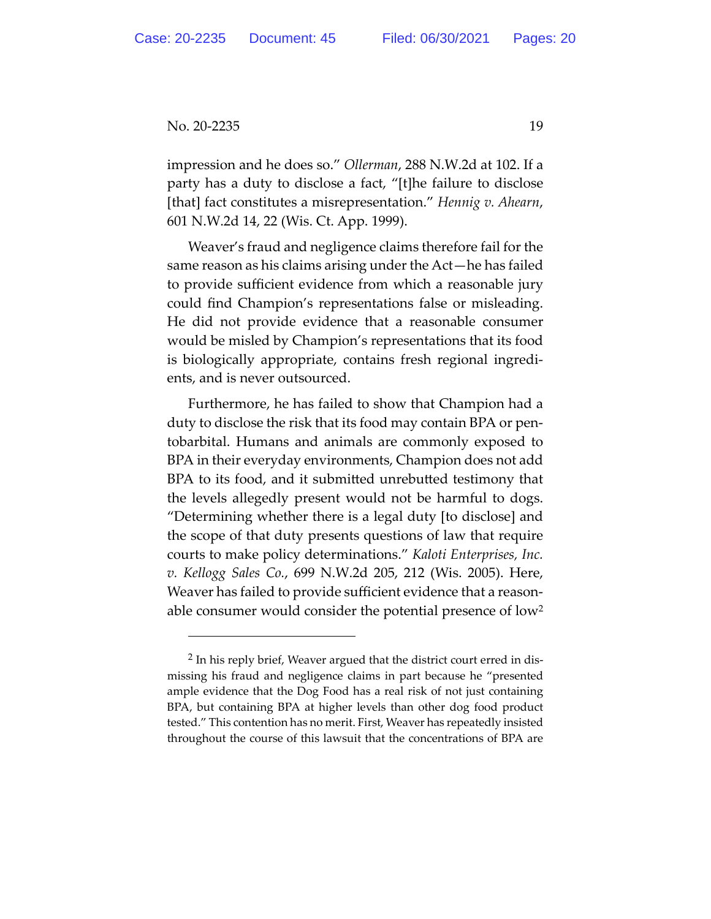impression and he does so." *Ollerman*, 288 N.W.2d at 102. If a party has a duty to disclose a fact, "[t]he failure to disclose [that] fact constitutes a misrepresentation." *Hennig v. Ahearn*, 601 N.W.2d 14, 22 (Wis. Ct. App. 1999).

Weaver's fraud and negligence claims therefore fail for the same reason as his claims arising under the Act—he has failed to provide sufficient evidence from which a reasonable jury could find Champion's representations false or misleading. He did not provide evidence that a reasonable consumer would be misled by Champion's representations that its food is biologically appropriate, contains fresh regional ingredients, and is never outsourced.

Furthermore, he has failed to show that Champion had a duty to disclose the risk that its food may contain BPA or pentobarbital. Humans and animals are commonly exposed to BPA in their everyday environments, Champion does not add BPA to its food, and it submitted unrebutted testimony that the levels allegedly present would not be harmful to dogs. "Determining whether there is a legal duty [to disclose] and the scope of that duty presents questions of law that require courts to make policy determinations." *Kaloti Enterprises, Inc. v. Kellogg Sales Co.*, 699 N.W.2d 205, 212 (Wis. 2005). Here, Weaver has failed to provide sufficient evidence that a reasonable consumer would consider the potential presence of low[2]

---

[2] In his reply brief, Weaver argued that the district court erred in dismissing his fraud and negligence claims in part because he "presented ample evidence that the Dog Food has a real risk of not just containing BPA, but containing BPA at higher levels than other dog food product tested." This contention has no merit. First, Weaver has repeatedly insisted throughout the course of this lawsuit that the concentrations of BPA are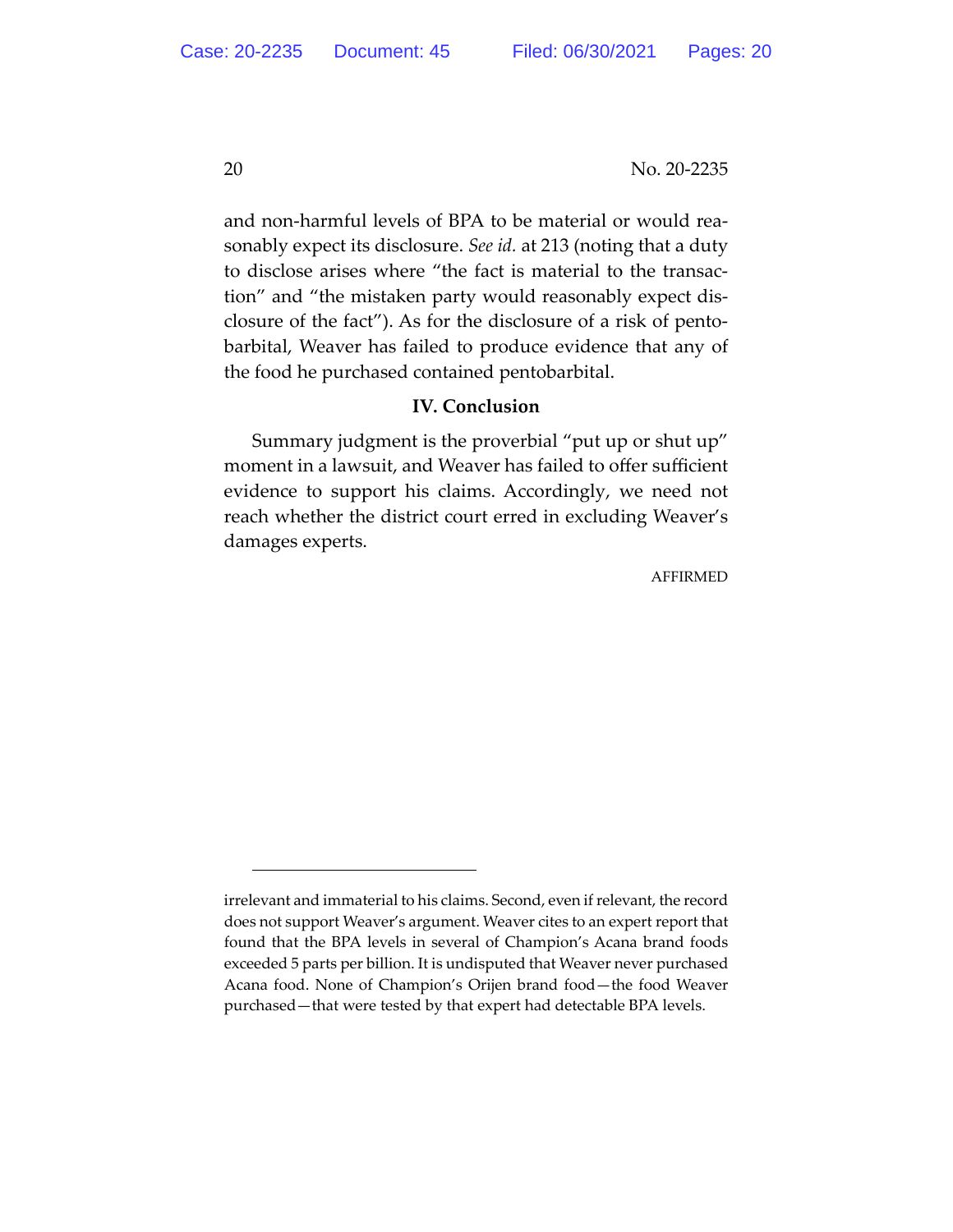and non-harmful levels of BPA to be material or would reasonably expect its disclosure. *See id.* at 213 (noting that a duty to disclose arises where "the fact is material to the transaction" and "the mistaken party would reasonably expect disclosure of the fact"). As for the disclosure of a risk of pentobarbital, Weaver has failed to produce evidence that any of the food he purchased contained pentobarbital.

## IV. Conclusion

Summary judgment is the proverbial "put up or shut up" moment in a lawsuit, and Weaver has failed to offer sufficient evidence to support his claims. Accordingly, we need not reach whether the district court erred in excluding Weaver's damages experts.

AFFIRMED

---

irrelevant and immaterial to his claims. Second, even if relevant, the record does not support Weaver's argument. Weaver cites to an expert report that found that the BPA levels in several of Champion's Acana brand foods exceeded 5 parts per billion. It is undisputed that Weaver never purchased Acana food. None of Champion's Orijen brand food—the food Weaver purchased—that were tested by that expert had detectable BPA levels.